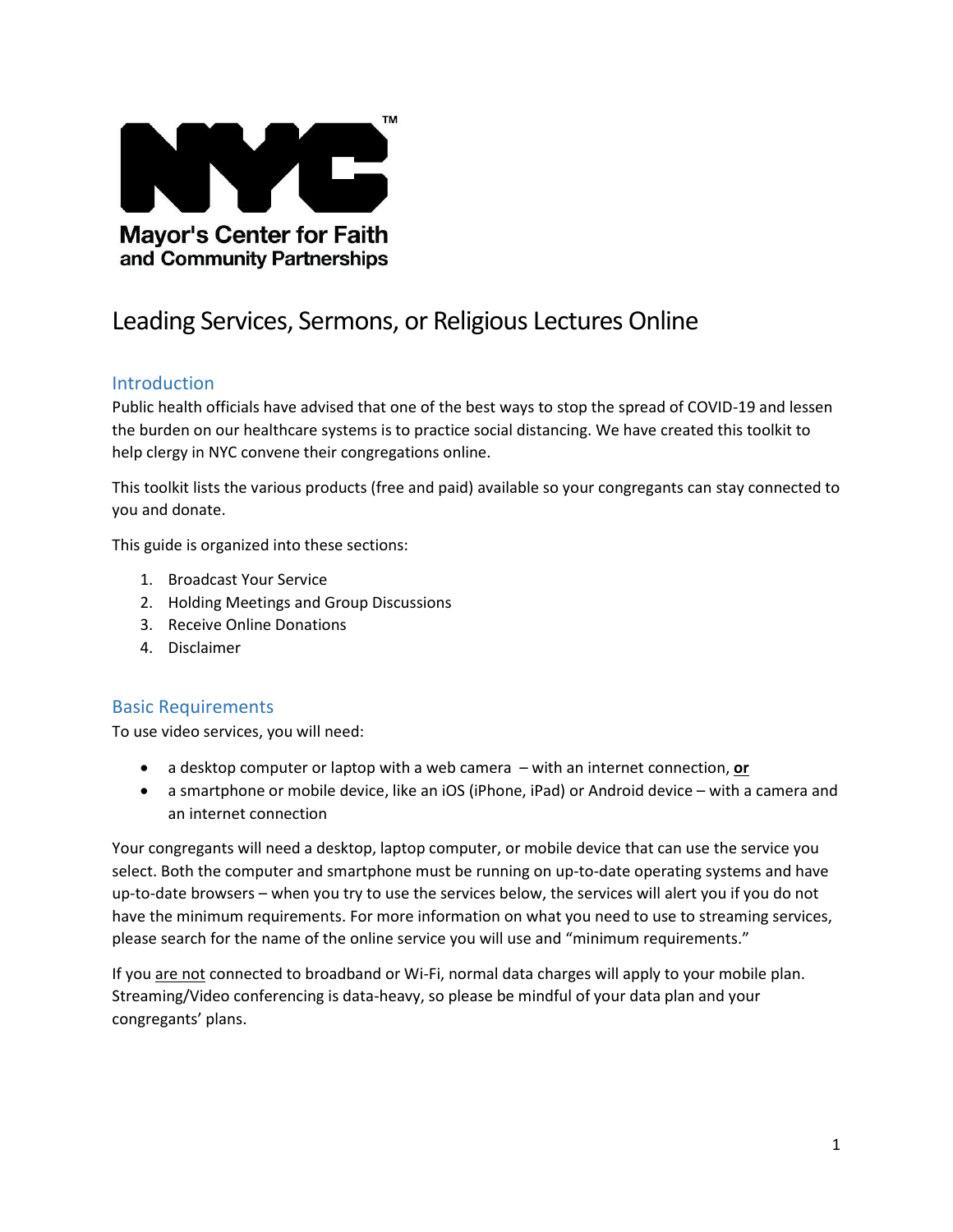Mayor's Center for Faith and Community Partnerships

# Leading Services, Sermons, or Religious Lectures Online

## Introduction

Public health officials have advised that one of the best ways to stop the spread of COVID-19 and lessen the burden on our healthcare systems is to practice social distancing. We have created this toolkit to help clergy in NYC convene their congregations online.

This toolkit lists the various products (free and paid) available so your congregants can stay connected to you and donate.

This guide is organized into these sections:

1. Broadcast Your Service
2. Holding Meetings and Group Discussions
3. Receive Online Donations
4. Disclaimer

## Basic Requirements

To use video services, you will need:

- a desktop computer or laptop with a web camera – with an internet connection, **or**
- a smartphone or mobile device, like an iOS (iPhone, iPad) or Android device – with a camera and an internet connection

Your congregants will need a desktop, laptop computer, or mobile device that can use the service you select. Both the computer and smartphone must be running on up-to-date operating systems and have up-to-date browsers – when you try to use the services below, the services will alert you if you do not have the minimum requirements. For more information on what you need to use to streaming services, please search for the name of the online service you will use and "minimum requirements."

If you are not connected to broadband or Wi-Fi, normal data charges will apply to your mobile plan. Streaming/Video conferencing is data-heavy, so please be mindful of your data plan and your congregants' plans.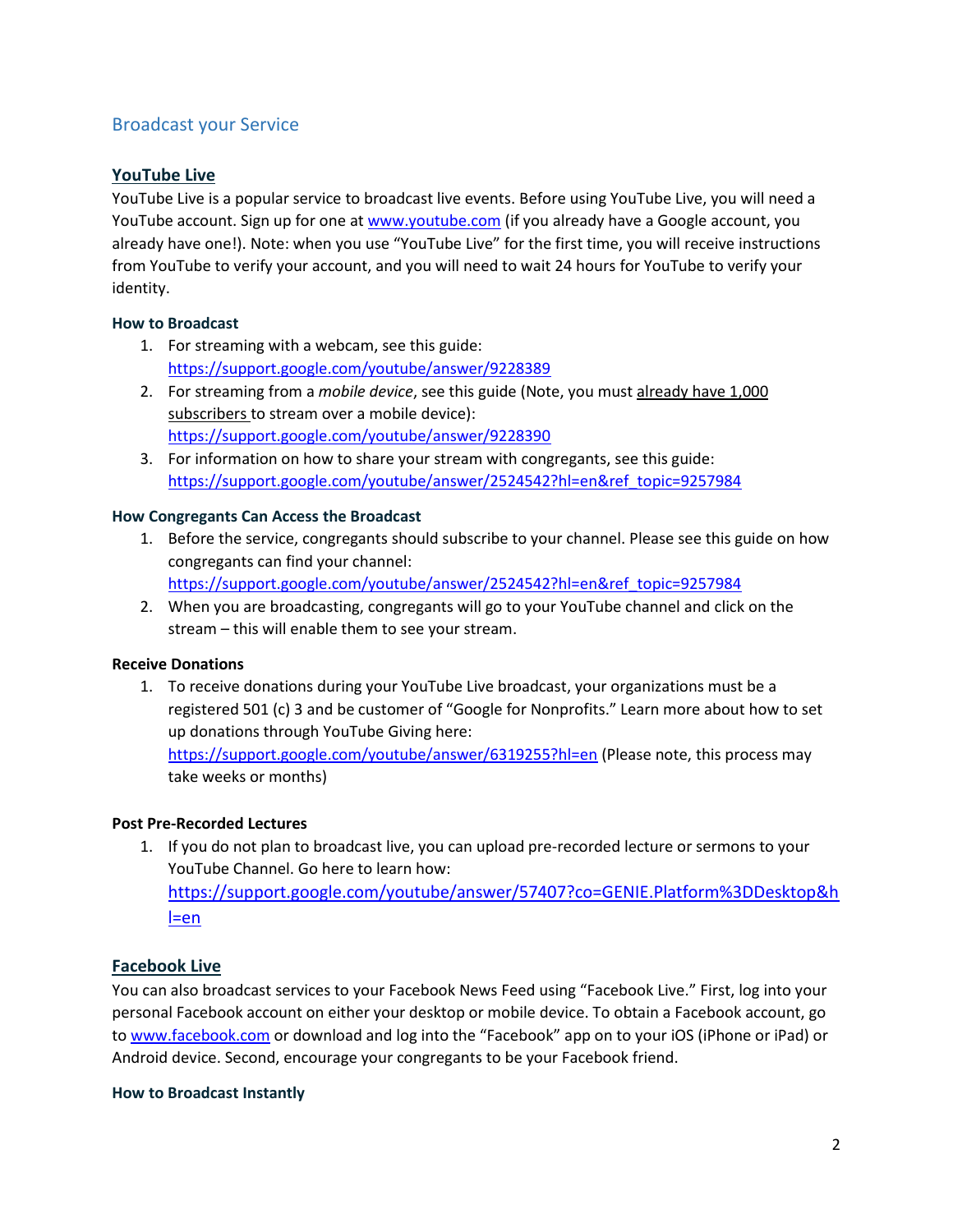## Broadcast your Service

### YouTube Live

YouTube Live is a popular service to broadcast live events. Before using YouTube Live, you will need a YouTube account. Sign up for one at www.youtube.com (if you already have a Google account, you already have one!). Note: when you use "YouTube Live" for the first time, you will receive instructions from YouTube to verify your account, and you will need to wait 24 hours for YouTube to verify your identity.

#### How to Broadcast

1. For streaming with a webcam, see this guide: https://support.google.com/youtube/answer/9228389
2. For streaming from a *mobile device*, see this guide (Note, you must already have 1,000 subscribers to stream over a mobile device): https://support.google.com/youtube/answer/9228390
3. For information on how to share your stream with congregants, see this guide: https://support.google.com/youtube/answer/2524542?hl=en&ref_topic=9257984

#### How Congregants Can Access the Broadcast

1. Before the service, congregants should subscribe to your channel. Please see this guide on how congregants can find your channel: https://support.google.com/youtube/answer/2524542?hl=en&ref_topic=9257984
2. When you are broadcasting, congregants will go to your YouTube channel and click on the stream – this will enable them to see your stream.

#### Receive Donations

1. To receive donations during your YouTube Live broadcast, your organizations must be a registered 501 (c) 3 and be customer of "Google for Nonprofits." Learn more about how to set up donations through YouTube Giving here: https://support.google.com/youtube/answer/6319255?hl=en (Please note, this process may take weeks or months)

#### Post Pre-Recorded Lectures

1. If you do not plan to broadcast live, you can upload pre-recorded lecture or sermons to your YouTube Channel. Go here to learn how: https://support.google.com/youtube/answer/57407?co=GENIE.Platform%3DDesktop&hl=en

### Facebook Live

You can also broadcast services to your Facebook News Feed using "Facebook Live." First, log into your personal Facebook account on either your desktop or mobile device. To obtain a Facebook account, go to www.facebook.com or download and log into the "Facebook" app on to your iOS (iPhone or iPad) or Android device. Second, encourage your congregants to be your Facebook friend.

#### How to Broadcast Instantly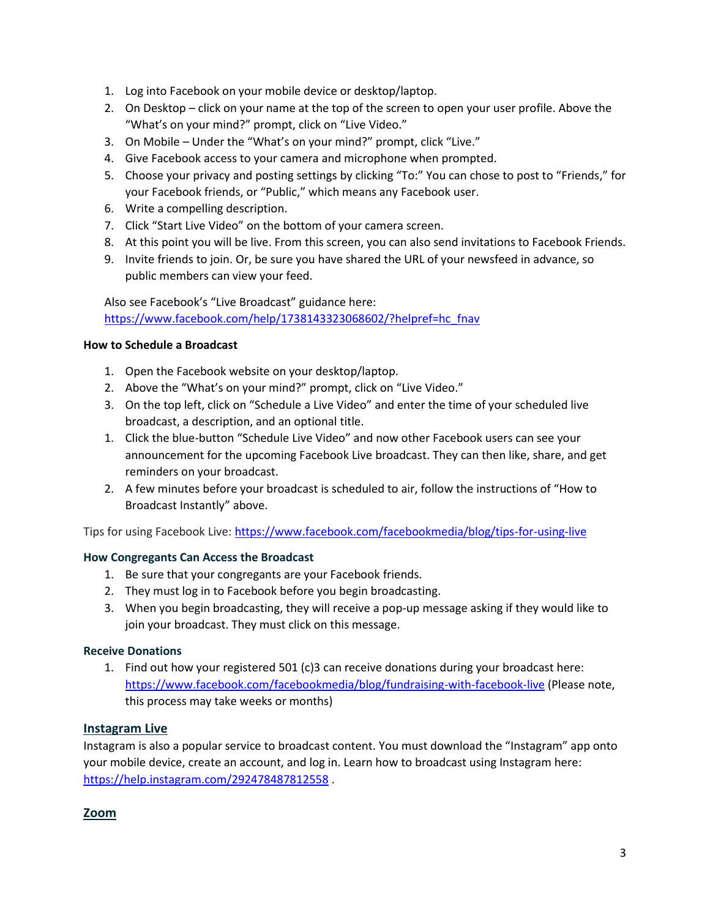1. Log into Facebook on your mobile device or desktop/laptop.
2. On Desktop – click on your name at the top of the screen to open your user profile. Above the "What's on your mind?" prompt, click on "Live Video."
3. On Mobile – Under the "What's on your mind?" prompt, click "Live."
4. Give Facebook access to your camera and microphone when prompted.
5. Choose your privacy and posting settings by clicking "To:" You can chose to post to "Friends," for your Facebook friends, or "Public," which means any Facebook user.
6. Write a compelling description.
7. Click "Start Live Video" on the bottom of your camera screen.
8. At this point you will be live. From this screen, you can also send invitations to Facebook Friends.
9. Invite friends to join. Or, be sure you have shared the URL of your newsfeed in advance, so public members can view your feed.

Also see Facebook's "Live Broadcast" guidance here: https://www.facebook.com/help/1738143323068602/?helpref=hc_fnav

**How to Schedule a Broadcast**

1. Open the Facebook website on your desktop/laptop.
2. Above the "What's on your mind?" prompt, click on "Live Video."
3. On the top left, click on "Schedule a Live Video" and enter the time of your scheduled live broadcast, a description, and an optional title.
1. Click the blue-button "Schedule Live Video" and now other Facebook users can see your announcement for the upcoming Facebook Live broadcast. They can then like, share, and get reminders on your broadcast.
2. A few minutes before your broadcast is scheduled to air, follow the instructions of "How to Broadcast Instantly" above.

Tips for using Facebook Live: https://www.facebook.com/facebookmedia/blog/tips-for-using-live

**How Congregants Can Access the Broadcast**

1. Be sure that your congregants are your Facebook friends.
2. They must log in to Facebook before you begin broadcasting.
3. When you begin broadcasting, they will receive a pop-up message asking if they would like to join your broadcast. They must click on this message.

**Receive Donations**

1. Find out how your registered 501 (c)3 can receive donations during your broadcast here: https://www.facebook.com/facebookmedia/blog/fundraising-with-facebook-live (Please note, this process may take weeks or months)

## Instagram Live

Instagram is also a popular service to broadcast content. You must download the "Instagram" app onto your mobile device, create an account, and log in. Learn how to broadcast using Instagram here: https://help.instagram.com/292478487812558 .

## Zoom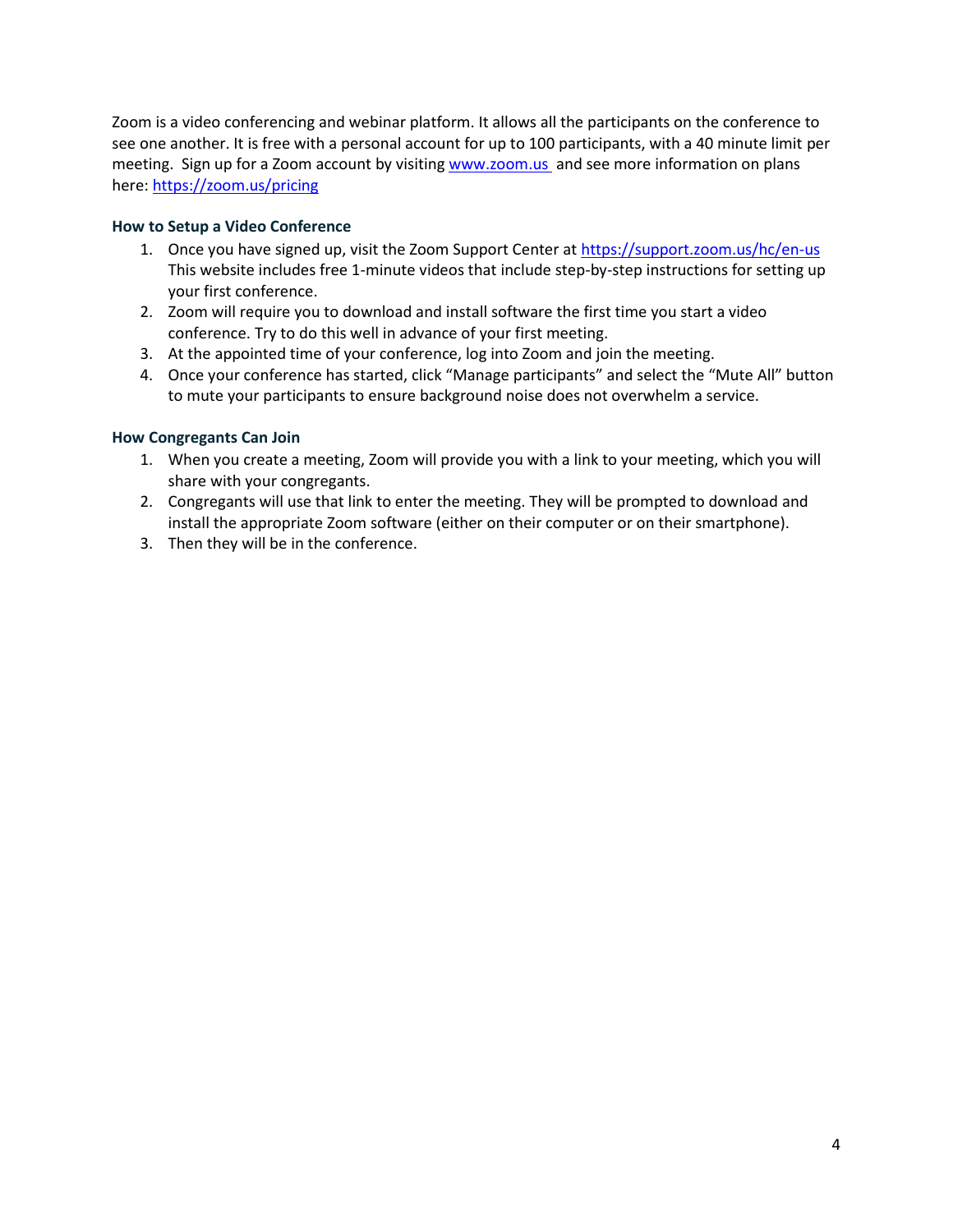Zoom is a video conferencing and webinar platform. It allows all the participants on the conference to see one another. It is free with a personal account for up to 100 participants, with a 40 minute limit per meeting. Sign up for a Zoom account by visiting www.zoom.us and see more information on plans here: https://zoom.us/pricing

### How to Setup a Video Conference

1. Once you have signed up, visit the Zoom Support Center at https://support.zoom.us/hc/en-us This website includes free 1-minute videos that include step-by-step instructions for setting up your first conference.
2. Zoom will require you to download and install software the first time you start a video conference. Try to do this well in advance of your first meeting.
3. At the appointed time of your conference, log into Zoom and join the meeting.
4. Once your conference has started, click "Manage participants" and select the "Mute All" button to mute your participants to ensure background noise does not overwhelm a service.

### How Congregants Can Join

1. When you create a meeting, Zoom will provide you with a link to your meeting, which you will share with your congregants.
2. Congregants will use that link to enter the meeting. They will be prompted to download and install the appropriate Zoom software (either on their computer or on their smartphone).
3. Then they will be in the conference.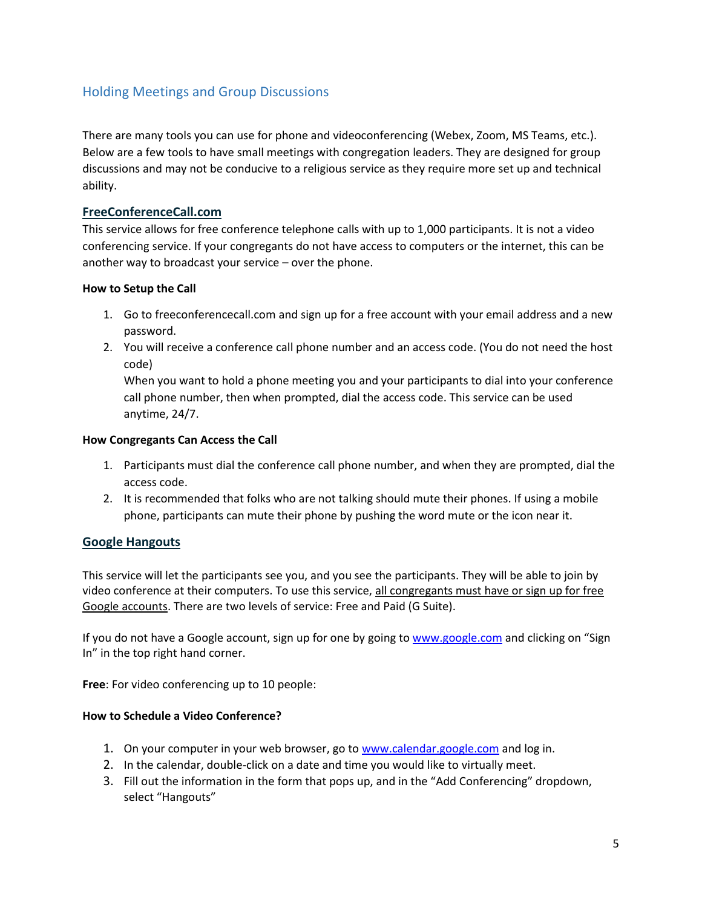## Holding Meetings and Group Discussions

There are many tools you can use for phone and videoconferencing (Webex, Zoom, MS Teams, etc.). Below are a few tools to have small meetings with congregation leaders. They are designed for group discussions and may not be conducive to a religious service as they require more set up and technical ability.

### FreeConferenceCall.com

This service allows for free conference telephone calls with up to 1,000 participants. It is not a video conferencing service. If your congregants do not have access to computers or the internet, this can be another way to broadcast your service – over the phone.

**How to Setup the Call**

1. Go to freeconferencecall.com and sign up for a free account with your email address and a new password.
2. You will receive a conference call phone number and an access code. (You do not need the host code)
   When you want to hold a phone meeting you and your participants to dial into your conference call phone number, then when prompted, dial the access code. This service can be used anytime, 24/7.

**How Congregants Can Access the Call**

1. Participants must dial the conference call phone number, and when they are prompted, dial the access code.
2. It is recommended that folks who are not talking should mute their phones. If using a mobile phone, participants can mute their phone by pushing the word mute or the icon near it.

### Google Hangouts

This service will let the participants see you, and you see the participants. They will be able to join by video conference at their computers. To use this service, all congregants must have or sign up for free Google accounts. There are two levels of service: Free and Paid (G Suite).

If you do not have a Google account, sign up for one by going to www.google.com and clicking on "Sign In" in the top right hand corner.

**Free**: For video conferencing up to 10 people:

**How to Schedule a Video Conference?**

1. On your computer in your web browser, go to www.calendar.google.com and log in.
2. In the calendar, double-click on a date and time you would like to virtually meet.
3. Fill out the information in the form that pops up, and in the "Add Conferencing" dropdown, select "Hangouts"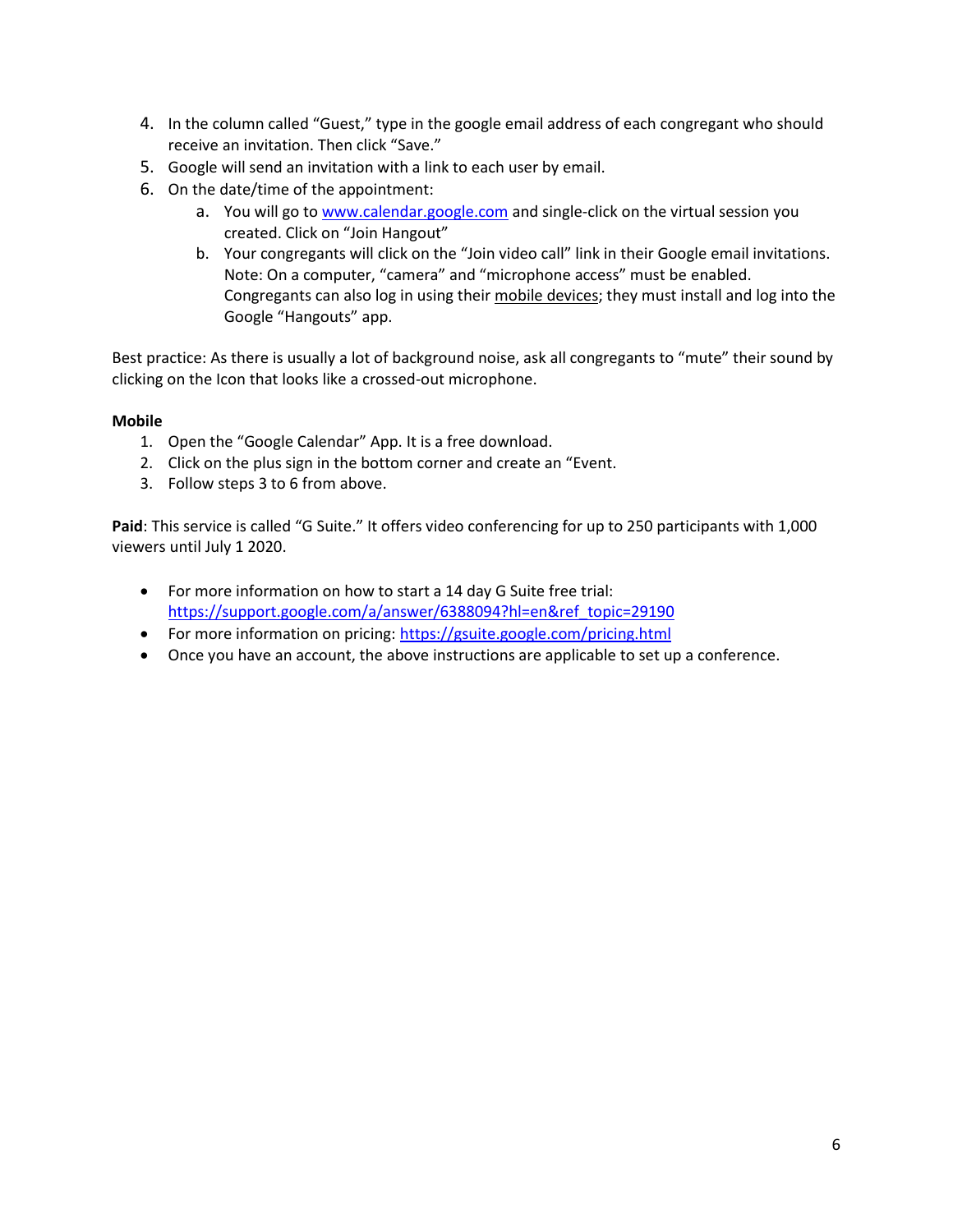4. In the column called "Guest," type in the google email address of each congregant who should receive an invitation. Then click "Save."
5. Google will send an invitation with a link to each user by email.
6. On the date/time of the appointment:
   a. You will go to www.calendar.google.com and single-click on the virtual session you created. Click on "Join Hangout"
   b. Your congregants will click on the "Join video call" link in their Google email invitations. Note: On a computer, "camera" and "microphone access" must be enabled. Congregants can also log in using their mobile devices; they must install and log into the Google "Hangouts" app.

Best practice: As there is usually a lot of background noise, ask all congregants to "mute" their sound by clicking on the Icon that looks like a crossed-out microphone.

**Mobile**

1. Open the "Google Calendar" App. It is a free download.
2. Click on the plus sign in the bottom corner and create an "Event.
3. Follow steps 3 to 6 from above.

**Paid**: This service is called "G Suite." It offers video conferencing for up to 250 participants with 1,000 viewers until July 1 2020.

- For more information on how to start a 14 day G Suite free trial: https://support.google.com/a/answer/6388094?hl=en&ref_topic=29190
- For more information on pricing: https://gsuite.google.com/pricing.html
- Once you have an account, the above instructions are applicable to set up a conference.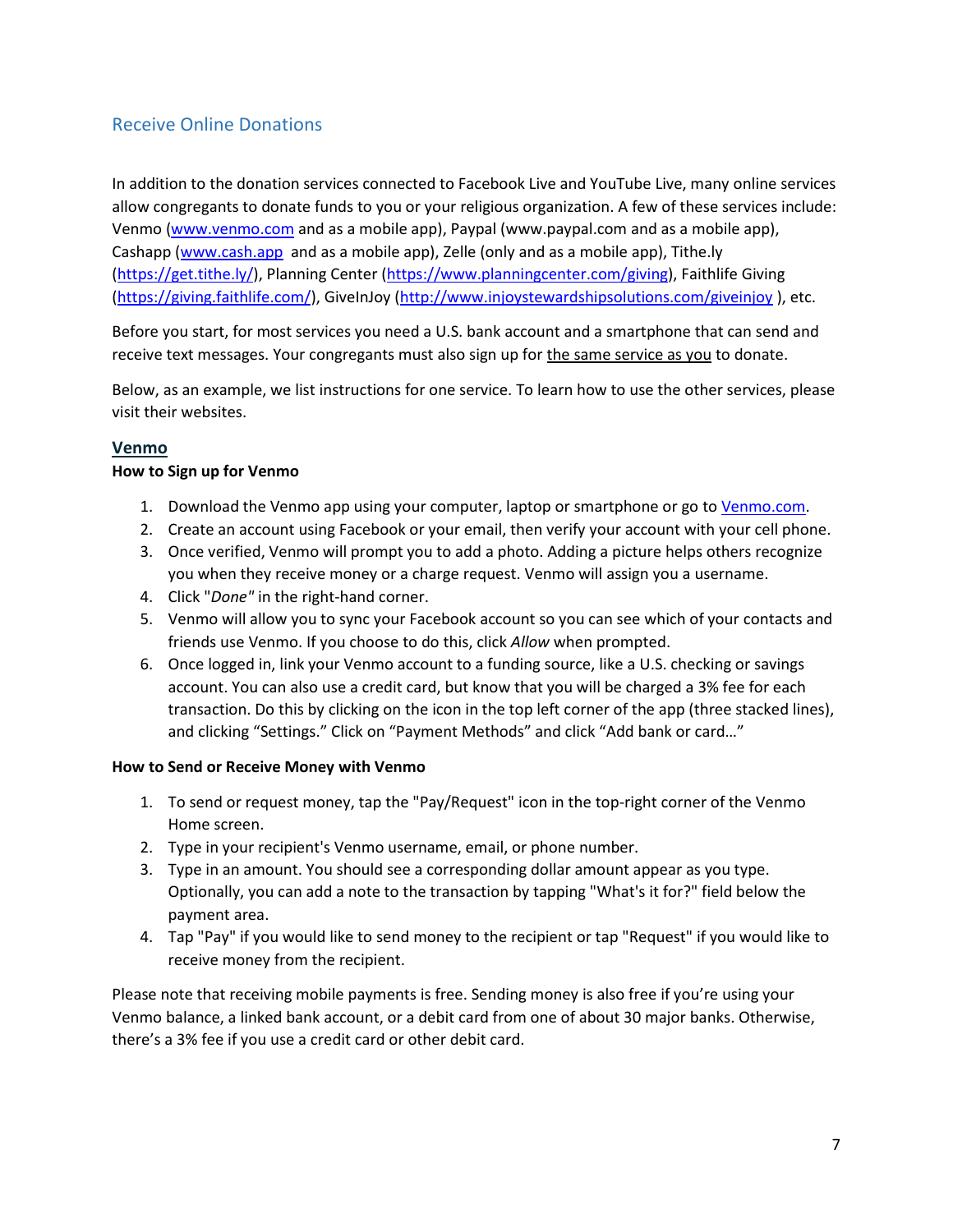## Receive Online Donations

In addition to the donation services connected to Facebook Live and YouTube Live, many online services allow congregants to donate funds to you or your religious organization. A few of these services include: Venmo (www.venmo.com and as a mobile app), Paypal (www.paypal.com and as a mobile app), Cashapp (www.cash.app and as a mobile app), Zelle (only and as a mobile app), Tithe.ly (https://get.tithe.ly/), Planning Center (https://www.planningcenter.com/giving), Faithlife Giving (https://giving.faithlife.com/), GiveInJoy (http://www.injoystewardshipsolutions.com/giveinjoy ), etc.

Before you start, for most services you need a U.S. bank account and a smartphone that can send and receive text messages. Your congregants must also sign up for the same service as you to donate.

Below, as an example, we list instructions for one service. To learn how to use the other services, please visit their websites.

### Venmo

**How to Sign up for Venmo**

1. Download the Venmo app using your computer, laptop or smartphone or go to Venmo.com.
2. Create an account using Facebook or your email, then verify your account with your cell phone.
3. Once verified, Venmo will prompt you to add a photo. Adding a picture helps others recognize you when they receive money or a charge request. Venmo will assign you a username.
4. Click "*Done"* in the right-hand corner.
5. Venmo will allow you to sync your Facebook account so you can see which of your contacts and friends use Venmo. If you choose to do this, click *Allow* when prompted.
6. Once logged in, link your Venmo account to a funding source, like a U.S. checking or savings account. You can also use a credit card, but know that you will be charged a 3% fee for each transaction. Do this by clicking on the icon in the top left corner of the app (three stacked lines), and clicking "Settings." Click on "Payment Methods" and click "Add bank or card…"

**How to Send or Receive Money with Venmo**

1. To send or request money, tap the "Pay/Request" icon in the top-right corner of the Venmo Home screen.
2. Type in your recipient's Venmo username, email, or phone number.
3. Type in an amount. You should see a corresponding dollar amount appear as you type. Optionally, you can add a note to the transaction by tapping "What's it for?" field below the payment area.
4. Tap "Pay" if you would like to send money to the recipient or tap "Request" if you would like to receive money from the recipient.

Please note that receiving mobile payments is free. Sending money is also free if you're using your Venmo balance, a linked bank account, or a debit card from one of about 30 major banks. Otherwise, there's a 3% fee if you use a credit card or other debit card.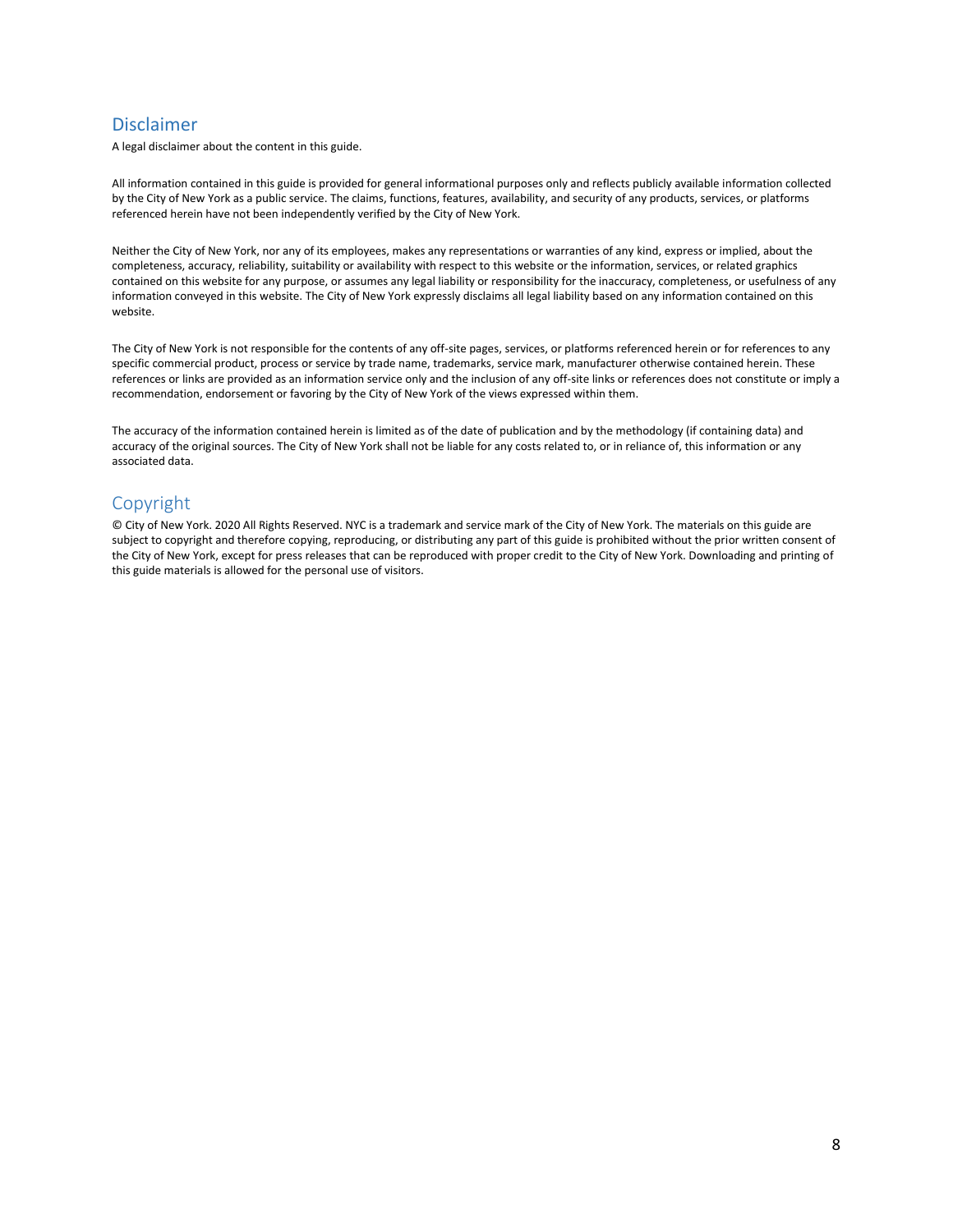## Disclaimer

A legal disclaimer about the content in this guide.

All information contained in this guide is provided for general informational purposes only and reflects publicly available information collected by the City of New York as a public service. The claims, functions, features, availability, and security of any products, services, or platforms referenced herein have not been independently verified by the City of New York.

Neither the City of New York, nor any of its employees, makes any representations or warranties of any kind, express or implied, about the completeness, accuracy, reliability, suitability or availability with respect to this website or the information, services, or related graphics contained on this website for any purpose, or assumes any legal liability or responsibility for the inaccuracy, completeness, or usefulness of any information conveyed in this website. The City of New York expressly disclaims all legal liability based on any information contained on this website.

The City of New York is not responsible for the contents of any off-site pages, services, or platforms referenced herein or for references to any specific commercial product, process or service by trade name, trademarks, service mark, manufacturer otherwise contained herein. These references or links are provided as an information service only and the inclusion of any off-site links or references does not constitute or imply a recommendation, endorsement or favoring by the City of New York of the views expressed within them.

The accuracy of the information contained herein is limited as of the date of publication and by the methodology (if containing data) and accuracy of the original sources. The City of New York shall not be liable for any costs related to, or in reliance of, this information or any associated data.

## Copyright

© City of New York. 2020 All Rights Reserved. NYC is a trademark and service mark of the City of New York. The materials on this guide are subject to copyright and therefore copying, reproducing, or distributing any part of this guide is prohibited without the prior written consent of the City of New York, except for press releases that can be reproduced with proper credit to the City of New York. Downloading and printing of this guide materials is allowed for the personal use of visitors.